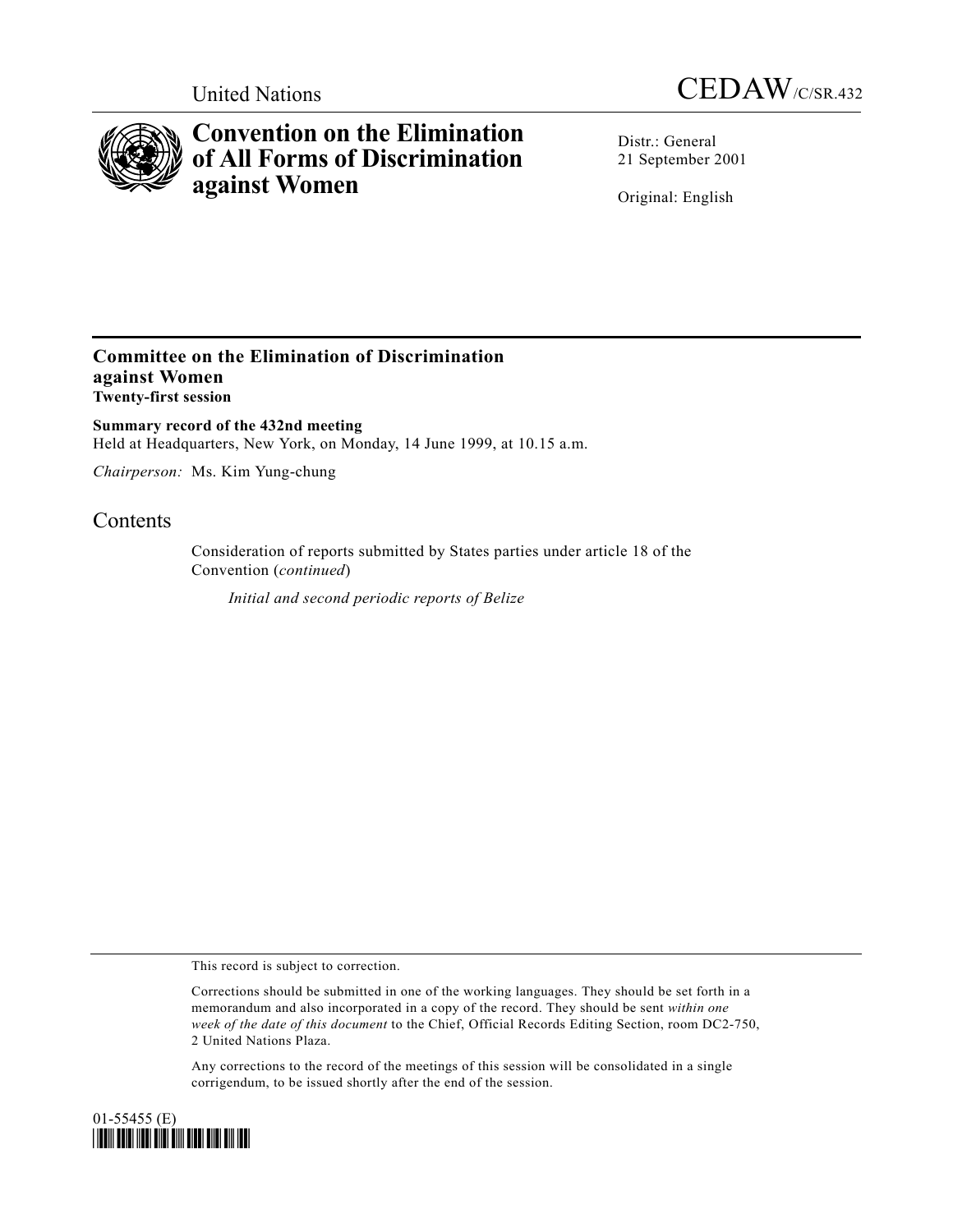United Nations

CEDAW/C/SR.432

# Convention on the Elimination of All Forms of Discrimination against Women

Distr.: General
21 September 2001

Original: English

## Committee on the Elimination of Discrimination against Women
**Twenty-first session**

**Summary record of the 432nd meeting**
Held at Headquarters, New York, on Monday, 14 June 1999, at 10.15 a.m.

*Chairperson:* Ms. Kim Yung-chung

## Contents

Consideration of reports submitted by States parties under article 18 of the Convention (*continued*)

*Initial and second periodic reports of Belize*

This record is subject to correction.

Corrections should be submitted in one of the working languages. They should be set forth in a memorandum and also incorporated in a copy of the record. They should be sent *within one week of the date of this document* to the Chief, Official Records Editing Section, room DC2-750, 2 United Nations Plaza.

Any corrections to the record of the meetings of this session will be consolidated in a single corrigendum, to be issued shortly after the end of the session.

01-55455 (E)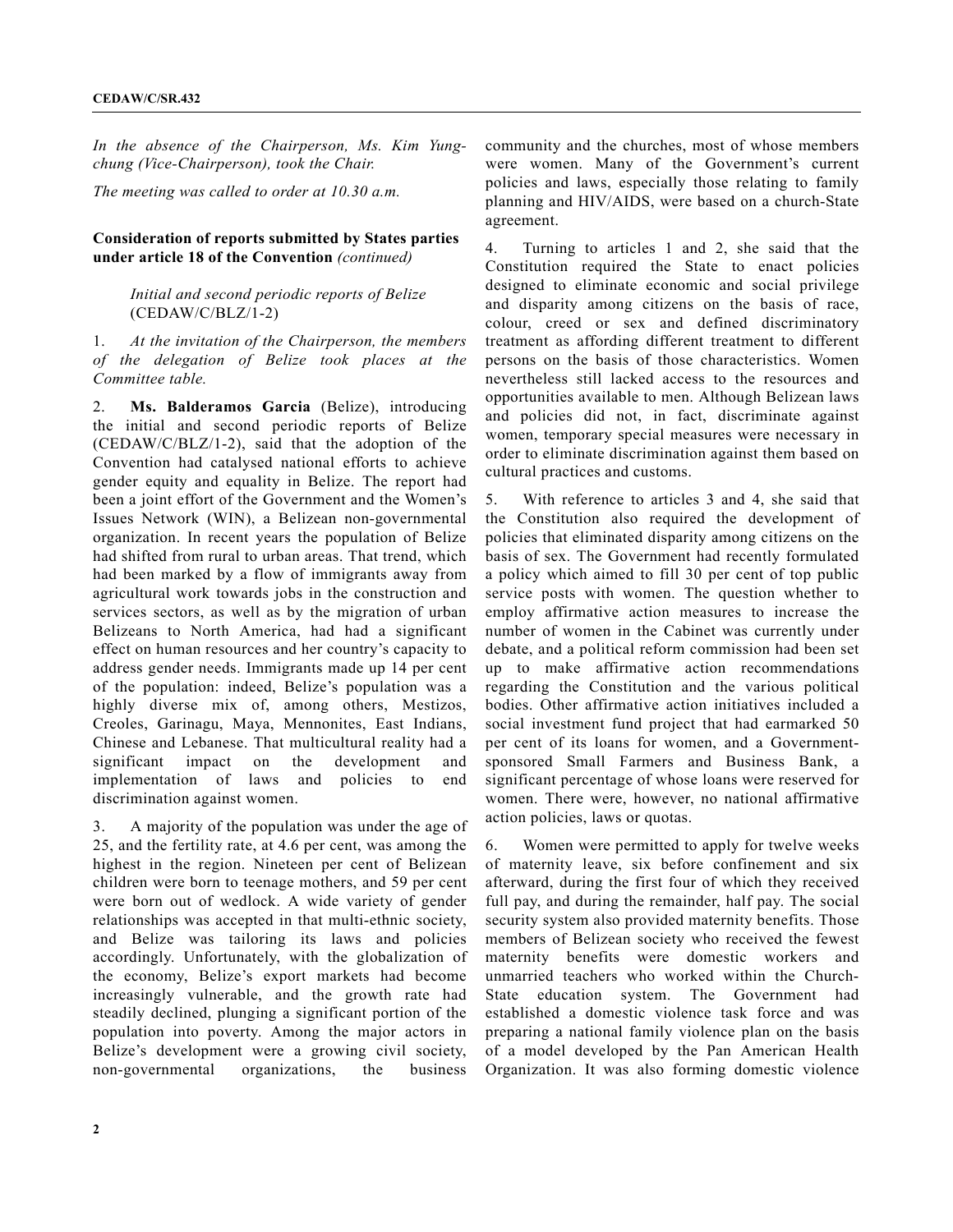*In the absence of the Chairperson, Ms. Kim Yung-chung (Vice-Chairperson), took the Chair.*

*The meeting was called to order at 10.30 a.m.*

**Consideration of reports submitted by States parties under article 18 of the Convention** *(continued)*

*Initial and second periodic reports of Belize* (CEDAW/C/BLZ/1-2)

1. *At the invitation of the Chairperson, the members of the delegation of Belize took places at the Committee table.*

2. **Ms. Balderamos Garcia** (Belize), introducing the initial and second periodic reports of Belize (CEDAW/C/BLZ/1-2), said that the adoption of the Convention had catalysed national efforts to achieve gender equity and equality in Belize. The report had been a joint effort of the Government and the Women's Issues Network (WIN), a Belizean non-governmental organization. In recent years the population of Belize had shifted from rural to urban areas. That trend, which had been marked by a flow of immigrants away from agricultural work towards jobs in the construction and services sectors, as well as by the migration of urban Belizeans to North America, had had a significant effect on human resources and her country's capacity to address gender needs. Immigrants made up 14 per cent of the population: indeed, Belize's population was a highly diverse mix of, among others, Mestizos, Creoles, Garinagu, Maya, Mennonites, East Indians, Chinese and Lebanese. That multicultural reality had a significant impact on the development and implementation of laws and policies to end discrimination against women.

3. A majority of the population was under the age of 25, and the fertility rate, at 4.6 per cent, was among the highest in the region. Nineteen per cent of Belizean children were born to teenage mothers, and 59 per cent were born out of wedlock. A wide variety of gender relationships was accepted in that multi-ethnic society, and Belize was tailoring its laws and policies accordingly. Unfortunately, with the globalization of the economy, Belize's export markets had become increasingly vulnerable, and the growth rate had steadily declined, plunging a significant portion of the population into poverty. Among the major actors in Belize's development were a growing civil society, non-governmental organizations, the business community and the churches, most of whose members were women. Many of the Government's current policies and laws, especially those relating to family planning and HIV/AIDS, were based on a church-State agreement.

4. Turning to articles 1 and 2, she said that the Constitution required the State to enact policies designed to eliminate economic and social privilege and disparity among citizens on the basis of race, colour, creed or sex and defined discriminatory treatment as affording different treatment to different persons on the basis of those characteristics. Women nevertheless still lacked access to the resources and opportunities available to men. Although Belizean laws and policies did not, in fact, discriminate against women, temporary special measures were necessary in order to eliminate discrimination against them based on cultural practices and customs.

5. With reference to articles 3 and 4, she said that the Constitution also required the development of policies that eliminated disparity among citizens on the basis of sex. The Government had recently formulated a policy which aimed to fill 30 per cent of top public service posts with women. The question whether to employ affirmative action measures to increase the number of women in the Cabinet was currently under debate, and a political reform commission had been set up to make affirmative action recommendations regarding the Constitution and the various political bodies. Other affirmative action initiatives included a social investment fund project that had earmarked 50 per cent of its loans for women, and a Government-sponsored Small Farmers and Business Bank, a significant percentage of whose loans were reserved for women. There were, however, no national affirmative action policies, laws or quotas.

6. Women were permitted to apply for twelve weeks of maternity leave, six before confinement and six afterward, during the first four of which they received full pay, and during the remainder, half pay. The social security system also provided maternity benefits. Those members of Belizean society who received the fewest maternity benefits were domestic workers and unmarried teachers who worked within the Church-State education system. The Government had established a domestic violence task force and was preparing a national family violence plan on the basis of a model developed by the Pan American Health Organization. It was also forming domestic violence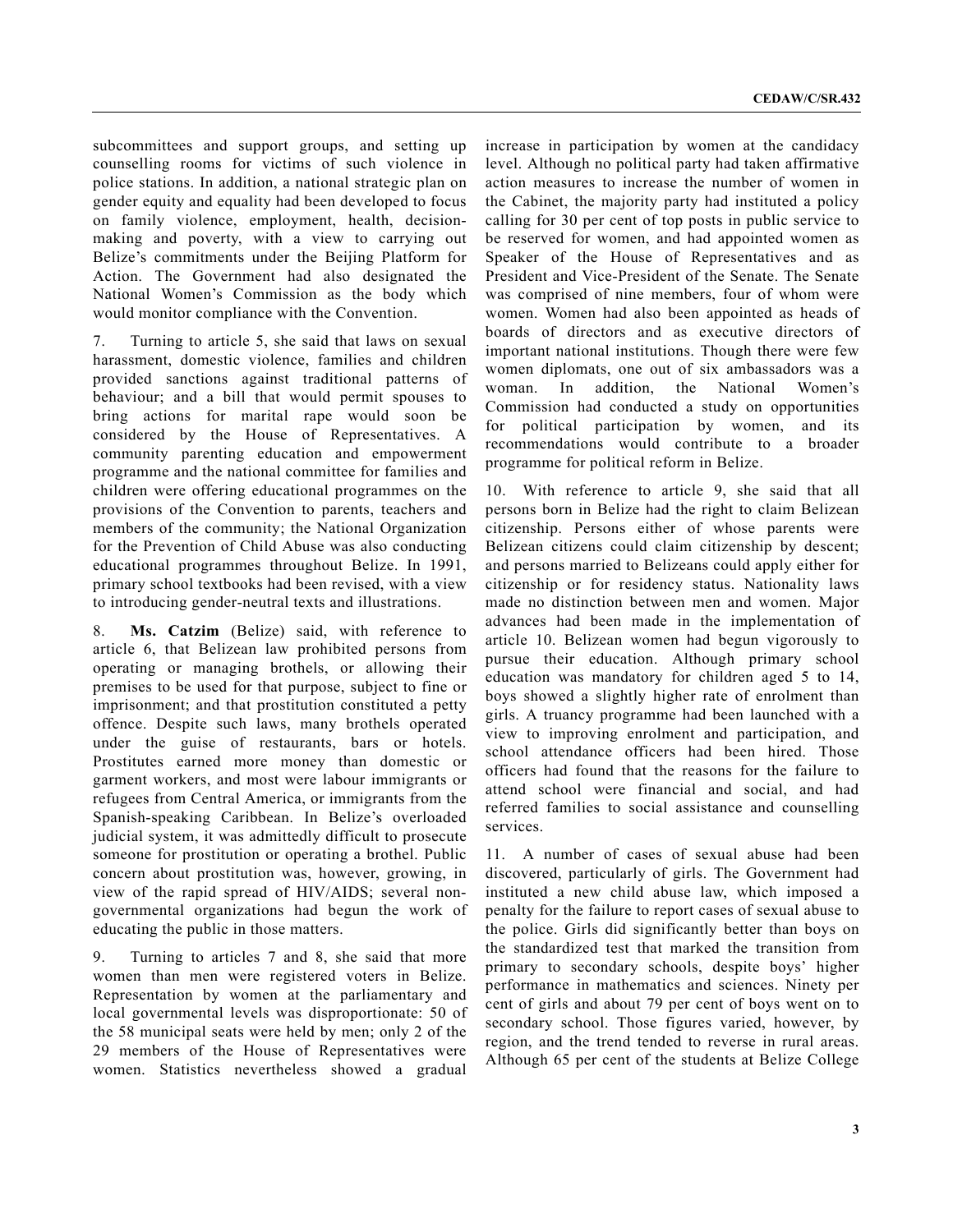subcommittees and support groups, and setting up counselling rooms for victims of such violence in police stations. In addition, a national strategic plan on gender equity and equality had been developed to focus on family violence, employment, health, decision-making and poverty, with a view to carrying out Belize's commitments under the Beijing Platform for Action. The Government had also designated the National Women's Commission as the body which would monitor compliance with the Convention.

7. Turning to article 5, she said that laws on sexual harassment, domestic violence, families and children provided sanctions against traditional patterns of behaviour; and a bill that would permit spouses to bring actions for marital rape would soon be considered by the House of Representatives. A community parenting education and empowerment programme and the national committee for families and children were offering educational programmes on the provisions of the Convention to parents, teachers and members of the community; the National Organization for the Prevention of Child Abuse was also conducting educational programmes throughout Belize. In 1991, primary school textbooks had been revised, with a view to introducing gender-neutral texts and illustrations.

8. **Ms. Catzim** (Belize) said, with reference to article 6, that Belizean law prohibited persons from operating or managing brothels, or allowing their premises to be used for that purpose, subject to fine or imprisonment; and that prostitution constituted a petty offence. Despite such laws, many brothels operated under the guise of restaurants, bars or hotels. Prostitutes earned more money than domestic or garment workers, and most were labour immigrants or refugees from Central America, or immigrants from the Spanish-speaking Caribbean. In Belize's overloaded judicial system, it was admittedly difficult to prosecute someone for prostitution or operating a brothel. Public concern about prostitution was, however, growing, in view of the rapid spread of HIV/AIDS; several non-governmental organizations had begun the work of educating the public in those matters.

9. Turning to articles 7 and 8, she said that more women than men were registered voters in Belize. Representation by women at the parliamentary and local governmental levels was disproportionate: 50 of the 58 municipal seats were held by men; only 2 of the 29 members of the House of Representatives were women. Statistics nevertheless showed a gradual increase in participation by women at the candidacy level. Although no political party had taken affirmative action measures to increase the number of women in the Cabinet, the majority party had instituted a policy calling for 30 per cent of top posts in public service to be reserved for women, and had appointed women as Speaker of the House of Representatives and as President and Vice-President of the Senate. The Senate was comprised of nine members, four of whom were women. Women had also been appointed as heads of boards of directors and as executive directors of important national institutions. Though there were few women diplomats, one out of six ambassadors was a woman. In addition, the National Women's Commission had conducted a study on opportunities for political participation by women, and its recommendations would contribute to a broader programme for political reform in Belize.

10. With reference to article 9, she said that all persons born in Belize had the right to claim Belizean citizenship. Persons either of whose parents were Belizean citizens could claim citizenship by descent; and persons married to Belizeans could apply either for citizenship or for residency status. Nationality laws made no distinction between men and women. Major advances had been made in the implementation of article 10. Belizean women had begun vigorously to pursue their education. Although primary school education was mandatory for children aged 5 to 14, boys showed a slightly higher rate of enrolment than girls. A truancy programme had been launched with a view to improving enrolment and participation, and school attendance officers had been hired. Those officers had found that the reasons for the failure to attend school were financial and social, and had referred families to social assistance and counselling services.

11. A number of cases of sexual abuse had been discovered, particularly of girls. The Government had instituted a new child abuse law, which imposed a penalty for the failure to report cases of sexual abuse to the police. Girls did significantly better than boys on the standardized test that marked the transition from primary to secondary schools, despite boys' higher performance in mathematics and sciences. Ninety per cent of girls and about 79 per cent of boys went on to secondary school. Those figures varied, however, by region, and the trend tended to reverse in rural areas. Although 65 per cent of the students at Belize College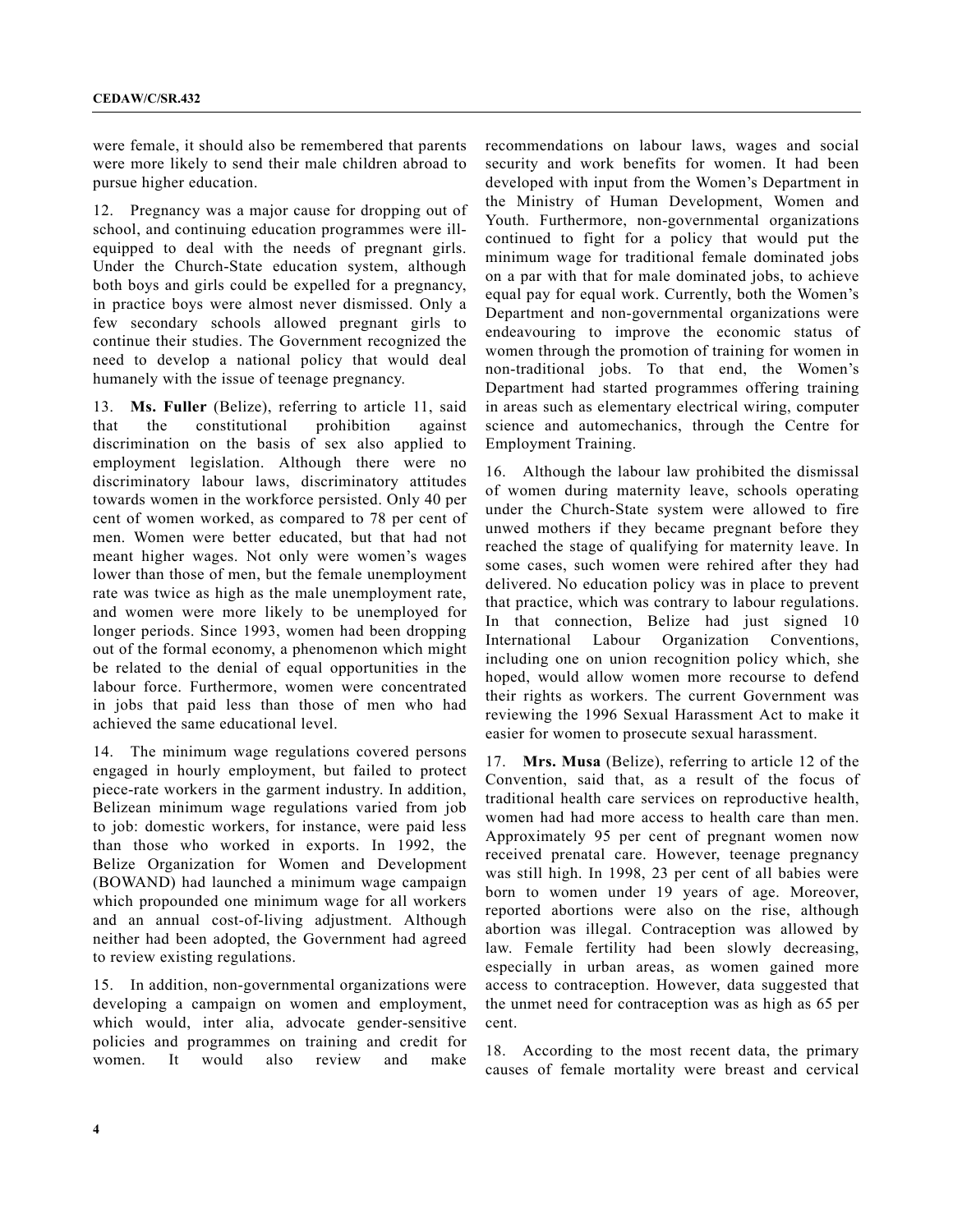were female, it should also be remembered that parents were more likely to send their male children abroad to pursue higher education.

12. Pregnancy was a major cause for dropping out of school, and continuing education programmes were ill-equipped to deal with the needs of pregnant girls. Under the Church-State education system, although both boys and girls could be expelled for a pregnancy, in practice boys were almost never dismissed. Only a few secondary schools allowed pregnant girls to continue their studies. The Government recognized the need to develop a national policy that would deal humanely with the issue of teenage pregnancy.

13. **Ms. Fuller** (Belize), referring to article 11, said that the constitutional prohibition against discrimination on the basis of sex also applied to employment legislation. Although there were no discriminatory labour laws, discriminatory attitudes towards women in the workforce persisted. Only 40 per cent of women worked, as compared to 78 per cent of men. Women were better educated, but that had not meant higher wages. Not only were women's wages lower than those of men, but the female unemployment rate was twice as high as the male unemployment rate, and women were more likely to be unemployed for longer periods. Since 1993, women had been dropping out of the formal economy, a phenomenon which might be related to the denial of equal opportunities in the labour force. Furthermore, women were concentrated in jobs that paid less than those of men who had achieved the same educational level.

14. The minimum wage regulations covered persons engaged in hourly employment, but failed to protect piece-rate workers in the garment industry. In addition, Belizean minimum wage regulations varied from job to job: domestic workers, for instance, were paid less than those who worked in exports. In 1992, the Belize Organization for Women and Development (BOWAND) had launched a minimum wage campaign which propounded one minimum wage for all workers and an annual cost-of-living adjustment. Although neither had been adopted, the Government had agreed to review existing regulations.

15. In addition, non-governmental organizations were developing a campaign on women and employment, which would, inter alia, advocate gender-sensitive policies and programmes on training and credit for women. It would also review and make recommendations on labour laws, wages and social security and work benefits for women. It had been developed with input from the Women's Department in the Ministry of Human Development, Women and Youth. Furthermore, non-governmental organizations continued to fight for a policy that would put the minimum wage for traditional female dominated jobs on a par with that for male dominated jobs, to achieve equal pay for equal work. Currently, both the Women's Department and non-governmental organizations were endeavouring to improve the economic status of women through the promotion of training for women in non-traditional jobs. To that end, the Women's Department had started programmes offering training in areas such as elementary electrical wiring, computer science and automechanics, through the Centre for Employment Training.

16. Although the labour law prohibited the dismissal of women during maternity leave, schools operating under the Church-State system were allowed to fire unwed mothers if they became pregnant before they reached the stage of qualifying for maternity leave. In some cases, such women were rehired after they had delivered. No education policy was in place to prevent that practice, which was contrary to labour regulations. In that connection, Belize had just signed 10 International Labour Organization Conventions, including one on union recognition policy which, she hoped, would allow women more recourse to defend their rights as workers. The current Government was reviewing the 1996 Sexual Harassment Act to make it easier for women to prosecute sexual harassment.

17. **Mrs. Musa** (Belize), referring to article 12 of the Convention, said that, as a result of the focus of traditional health care services on reproductive health, women had had more access to health care than men. Approximately 95 per cent of pregnant women now received prenatal care. However, teenage pregnancy was still high. In 1998, 23 per cent of all babies were born to women under 19 years of age. Moreover, reported abortions were also on the rise, although abortion was illegal. Contraception was allowed by law. Female fertility had been slowly decreasing, especially in urban areas, as women gained more access to contraception. However, data suggested that the unmet need for contraception was as high as 65 per cent.

18. According to the most recent data, the primary causes of female mortality were breast and cervical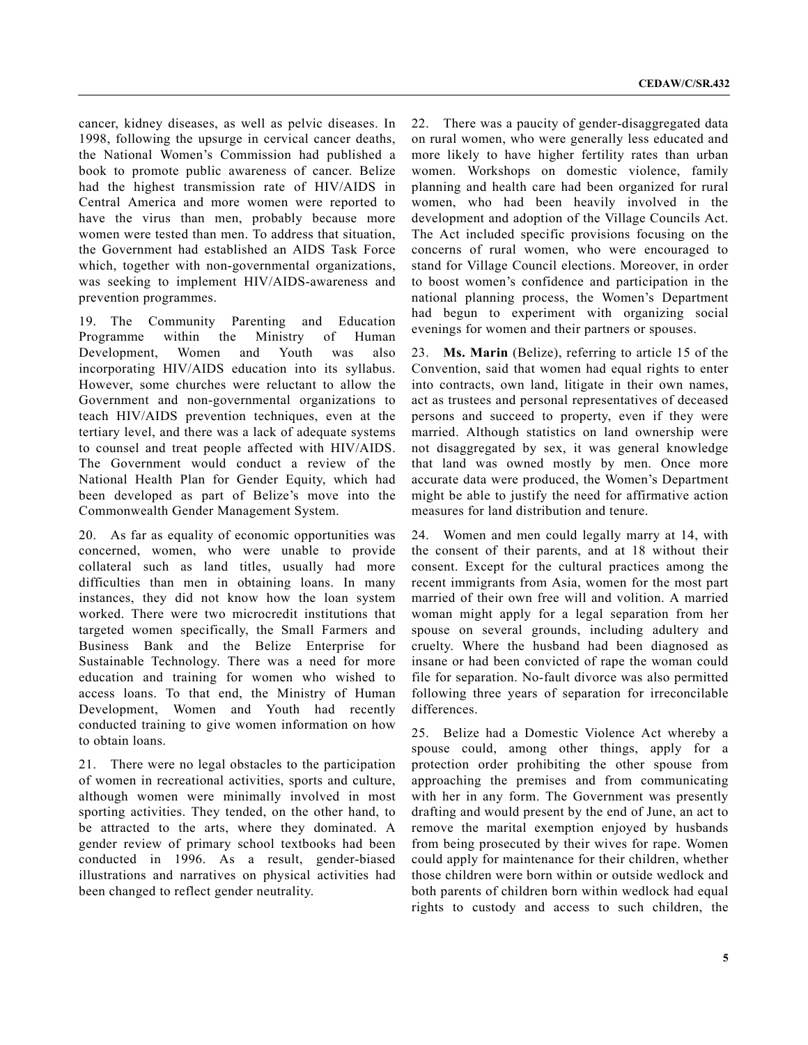cancer, kidney diseases, as well as pelvic diseases. In 1998, following the upsurge in cervical cancer deaths, the National Women's Commission had published a book to promote public awareness of cancer. Belize had the highest transmission rate of HIV/AIDS in Central America and more women were reported to have the virus than men, probably because more women were tested than men. To address that situation, the Government had established an AIDS Task Force which, together with non-governmental organizations, was seeking to implement HIV/AIDS-awareness and prevention programmes.

19. The Community Parenting and Education Programme within the Ministry of Human Development, Women and Youth was also incorporating HIV/AIDS education into its syllabus. However, some churches were reluctant to allow the Government and non-governmental organizations to teach HIV/AIDS prevention techniques, even at the tertiary level, and there was a lack of adequate systems to counsel and treat people affected with HIV/AIDS. The Government would conduct a review of the National Health Plan for Gender Equity, which had been developed as part of Belize's move into the Commonwealth Gender Management System.

20. As far as equality of economic opportunities was concerned, women, who were unable to provide collateral such as land titles, usually had more difficulties than men in obtaining loans. In many instances, they did not know how the loan system worked. There were two microcredit institutions that targeted women specifically, the Small Farmers and Business Bank and the Belize Enterprise for Sustainable Technology. There was a need for more education and training for women who wished to access loans. To that end, the Ministry of Human Development, Women and Youth had recently conducted training to give women information on how to obtain loans.

21. There were no legal obstacles to the participation of women in recreational activities, sports and culture, although women were minimally involved in most sporting activities. They tended, on the other hand, to be attracted to the arts, where they dominated. A gender review of primary school textbooks had been conducted in 1996. As a result, gender-biased illustrations and narratives on physical activities had been changed to reflect gender neutrality.

22. There was a paucity of gender-disaggregated data on rural women, who were generally less educated and more likely to have higher fertility rates than urban women. Workshops on domestic violence, family planning and health care had been organized for rural women, who had been heavily involved in the development and adoption of the Village Councils Act. The Act included specific provisions focusing on the concerns of rural women, who were encouraged to stand for Village Council elections. Moreover, in order to boost women's confidence and participation in the national planning process, the Women's Department had begun to experiment with organizing social evenings for women and their partners or spouses.

23. **Ms. Marin** (Belize), referring to article 15 of the Convention, said that women had equal rights to enter into contracts, own land, litigate in their own names, act as trustees and personal representatives of deceased persons and succeed to property, even if they were married. Although statistics on land ownership were not disaggregated by sex, it was general knowledge that land was owned mostly by men. Once more accurate data were produced, the Women's Department might be able to justify the need for affirmative action measures for land distribution and tenure.

24. Women and men could legally marry at 14, with the consent of their parents, and at 18 without their consent. Except for the cultural practices among the recent immigrants from Asia, women for the most part married of their own free will and volition. A married woman might apply for a legal separation from her spouse on several grounds, including adultery and cruelty. Where the husband had been diagnosed as insane or had been convicted of rape the woman could file for separation. No-fault divorce was also permitted following three years of separation for irreconcilable differences.

25. Belize had a Domestic Violence Act whereby a spouse could, among other things, apply for a protection order prohibiting the other spouse from approaching the premises and from communicating with her in any form. The Government was presently drafting and would present by the end of June, an act to remove the marital exemption enjoyed by husbands from being prosecuted by their wives for rape. Women could apply for maintenance for their children, whether those children were born within or outside wedlock and both parents of children born within wedlock had equal rights to custody and access to such children, the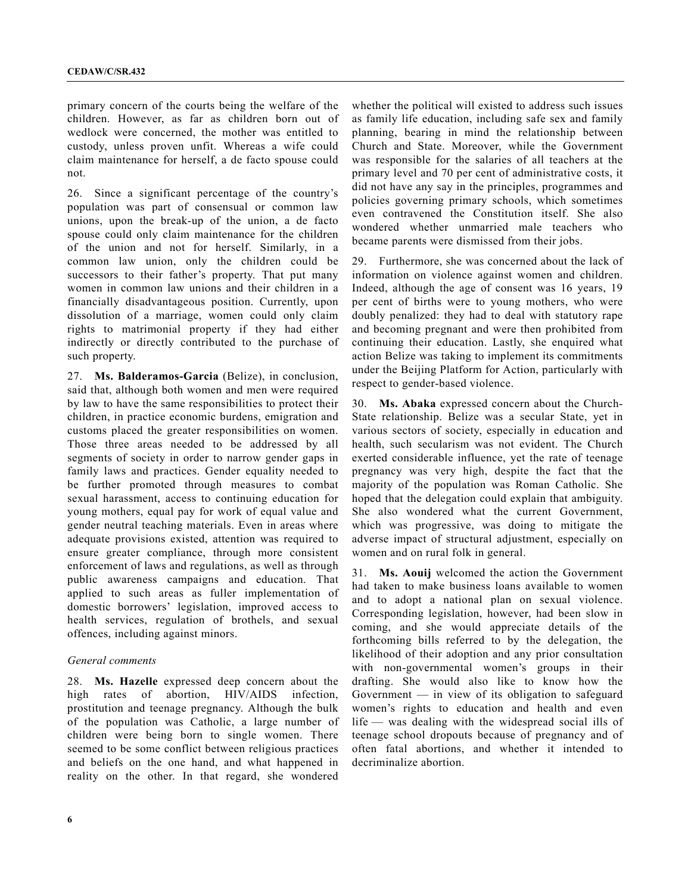primary concern of the courts being the welfare of the children. However, as far as children born out of wedlock were concerned, the mother was entitled to custody, unless proven unfit. Whereas a wife could claim maintenance for herself, a de facto spouse could not.

26. Since a significant percentage of the country's population was part of consensual or common law unions, upon the break-up of the union, a de facto spouse could only claim maintenance for the children of the union and not for herself. Similarly, in a common law union, only the children could be successors to their father's property. That put many women in common law unions and their children in a financially disadvantageous position. Currently, upon dissolution of a marriage, women could only claim rights to matrimonial property if they had either indirectly or directly contributed to the purchase of such property.

27. **Ms. Balderamos-Garcia** (Belize), in conclusion, said that, although both women and men were required by law to have the same responsibilities to protect their children, in practice economic burdens, emigration and customs placed the greater responsibilities on women. Those three areas needed to be addressed by all segments of society in order to narrow gender gaps in family laws and practices. Gender equality needed to be further promoted through measures to combat sexual harassment, access to continuing education for young mothers, equal pay for work of equal value and gender neutral teaching materials. Even in areas where adequate provisions existed, attention was required to ensure greater compliance, through more consistent enforcement of laws and regulations, as well as through public awareness campaigns and education. That applied to such areas as fuller implementation of domestic borrowers' legislation, improved access to health services, regulation of brothels, and sexual offences, including against minors.

*General comments*

28. **Ms. Hazelle** expressed deep concern about the high rates of abortion, HIV/AIDS infection, prostitution and teenage pregnancy. Although the bulk of the population was Catholic, a large number of children were being born to single women. There seemed to be some conflict between religious practices and beliefs on the one hand, and what happened in reality on the other. In that regard, she wondered whether the political will existed to address such issues as family life education, including safe sex and family planning, bearing in mind the relationship between Church and State. Moreover, while the Government was responsible for the salaries of all teachers at the primary level and 70 per cent of administrative costs, it did not have any say in the principles, programmes and policies governing primary schools, which sometimes even contravened the Constitution itself. She also wondered whether unmarried male teachers who became parents were dismissed from their jobs.

29. Furthermore, she was concerned about the lack of information on violence against women and children. Indeed, although the age of consent was 16 years, 19 per cent of births were to young mothers, who were doubly penalized: they had to deal with statutory rape and becoming pregnant and were then prohibited from continuing their education. Lastly, she enquired what action Belize was taking to implement its commitments under the Beijing Platform for Action, particularly with respect to gender-based violence.

30. **Ms. Abaka** expressed concern about the Church-State relationship. Belize was a secular State, yet in various sectors of society, especially in education and health, such secularism was not evident. The Church exerted considerable influence, yet the rate of teenage pregnancy was very high, despite the fact that the majority of the population was Roman Catholic. She hoped that the delegation could explain that ambiguity. She also wondered what the current Government, which was progressive, was doing to mitigate the adverse impact of structural adjustment, especially on women and on rural folk in general.

31. **Ms. Aouij** welcomed the action the Government had taken to make business loans available to women and to adopt a national plan on sexual violence. Corresponding legislation, however, had been slow in coming, and she would appreciate details of the forthcoming bills referred to by the delegation, the likelihood of their adoption and any prior consultation with non-governmental women's groups in their drafting. She would also like to know how the Government — in view of its obligation to safeguard women's rights to education and health and even life — was dealing with the widespread social ills of teenage school dropouts because of pregnancy and of often fatal abortions, and whether it intended to decriminalize abortion.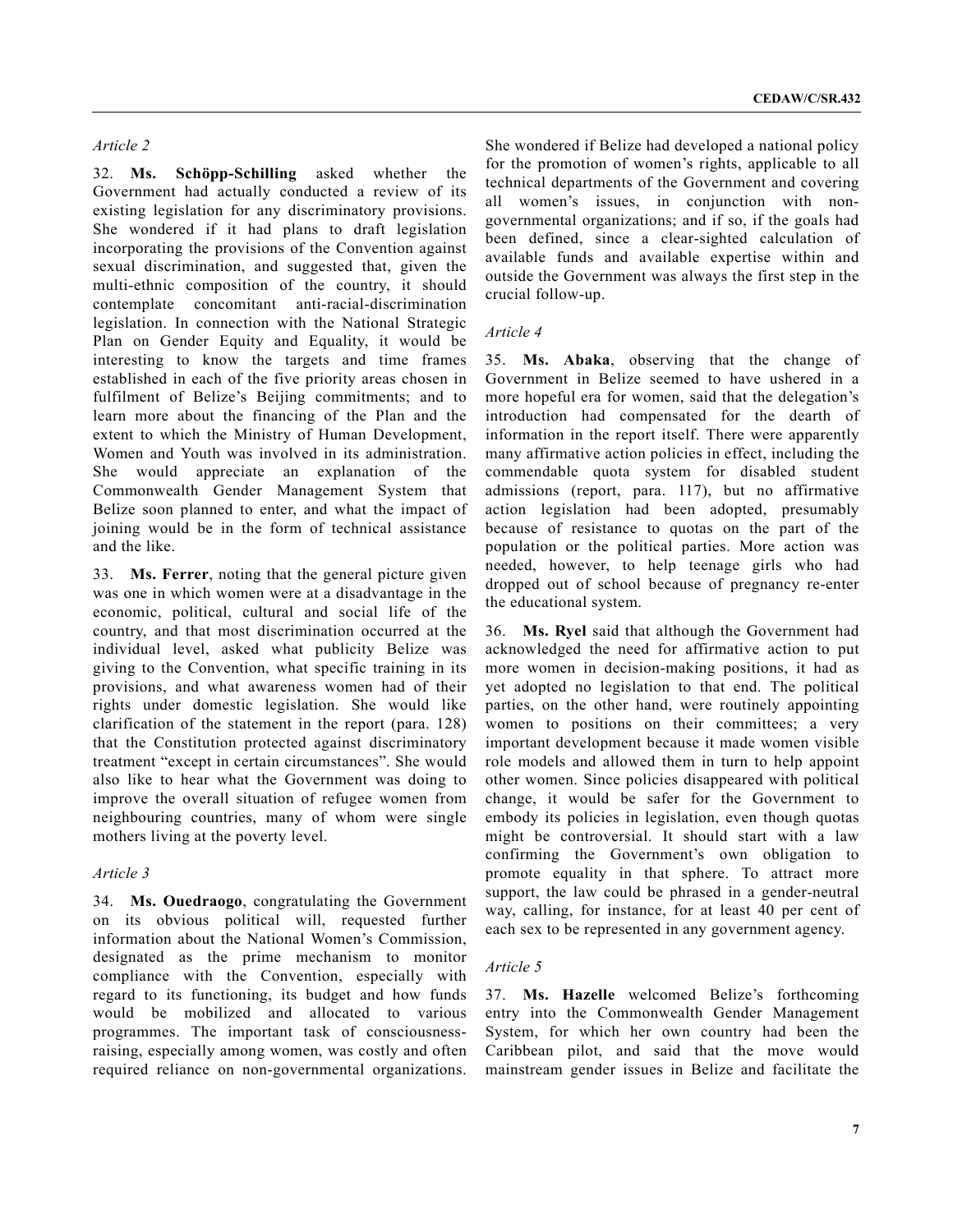*Article 2*

32. **Ms. Schöpp-Schilling** asked whether the Government had actually conducted a review of its existing legislation for any discriminatory provisions. She wondered if it had plans to draft legislation incorporating the provisions of the Convention against sexual discrimination, and suggested that, given the multi-ethnic composition of the country, it should contemplate concomitant anti-racial-discrimination legislation. In connection with the National Strategic Plan on Gender Equity and Equality, it would be interesting to know the targets and time frames established in each of the five priority areas chosen in fulfilment of Belize's Beijing commitments; and to learn more about the financing of the Plan and the extent to which the Ministry of Human Development, Women and Youth was involved in its administration. She would appreciate an explanation of the Commonwealth Gender Management System that Belize soon planned to enter, and what the impact of joining would be in the form of technical assistance and the like.

33. **Ms. Ferrer**, noting that the general picture given was one in which women were at a disadvantage in the economic, political, cultural and social life of the country, and that most discrimination occurred at the individual level, asked what publicity Belize was giving to the Convention, what specific training in its provisions, and what awareness women had of their rights under domestic legislation. She would like clarification of the statement in the report (para. 128) that the Constitution protected against discriminatory treatment "except in certain circumstances". She would also like to hear what the Government was doing to improve the overall situation of refugee women from neighbouring countries, many of whom were single mothers living at the poverty level.

*Article 3*

34. **Ms. Ouedraogo**, congratulating the Government on its obvious political will, requested further information about the National Women's Commission, designated as the prime mechanism to monitor compliance with the Convention, especially with regard to its functioning, its budget and how funds would be mobilized and allocated to various programmes. The important task of consciousness-raising, especially among women, was costly and often required reliance on non-governmental organizations. She wondered if Belize had developed a national policy for the promotion of women's rights, applicable to all technical departments of the Government and covering all women's issues, in conjunction with non-governmental organizations; and if so, if the goals had been defined, since a clear-sighted calculation of available funds and available expertise within and outside the Government was always the first step in the crucial follow-up.

*Article 4*

35. **Ms. Abaka**, observing that the change of Government in Belize seemed to have ushered in a more hopeful era for women, said that the delegation's introduction had compensated for the dearth of information in the report itself. There were apparently many affirmative action policies in effect, including the commendable quota system for disabled student admissions (report, para. 117), but no affirmative action legislation had been adopted, presumably because of resistance to quotas on the part of the population or the political parties. More action was needed, however, to help teenage girls who had dropped out of school because of pregnancy re-enter the educational system.

36. **Ms. Ryel** said that although the Government had acknowledged the need for affirmative action to put more women in decision-making positions, it had as yet adopted no legislation to that end. The political parties, on the other hand, were routinely appointing women to positions on their committees; a very important development because it made women visible role models and allowed them in turn to help appoint other women. Since policies disappeared with political change, it would be safer for the Government to embody its policies in legislation, even though quotas might be controversial. It should start with a law confirming the Government's own obligation to promote equality in that sphere. To attract more support, the law could be phrased in a gender-neutral way, calling, for instance, for at least 40 per cent of each sex to be represented in any government agency.

*Article 5*

37. **Ms. Hazelle** welcomed Belize's forthcoming entry into the Commonwealth Gender Management System, for which her own country had been the Caribbean pilot, and said that the move would mainstream gender issues in Belize and facilitate the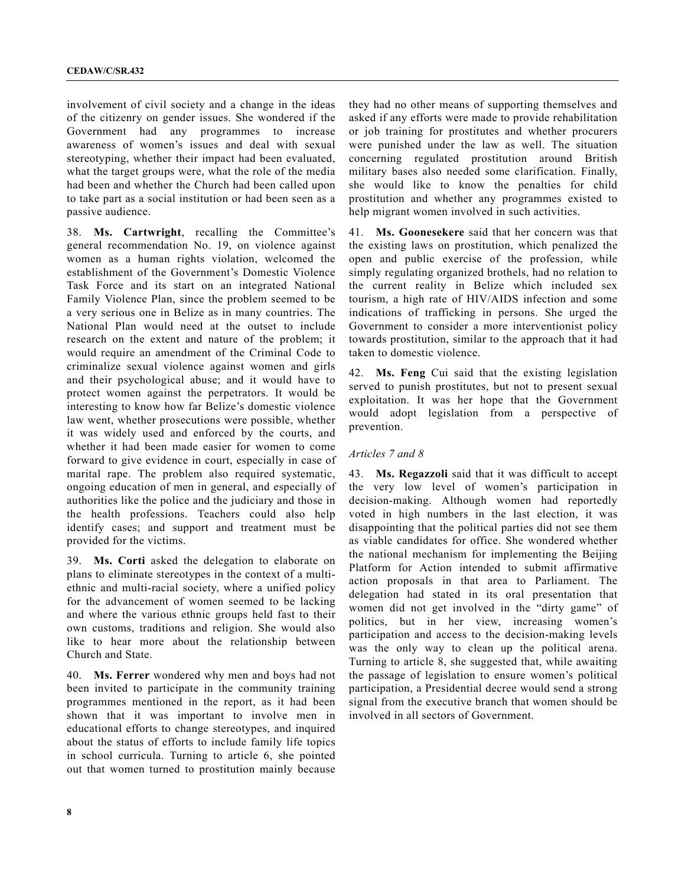involvement of civil society and a change in the ideas of the citizenry on gender issues. She wondered if the Government had any programmes to increase awareness of women's issues and deal with sexual stereotyping, whether their impact had been evaluated, what the target groups were, what the role of the media had been and whether the Church had been called upon to take part as a social institution or had been seen as a passive audience.

38. **Ms. Cartwright**, recalling the Committee's general recommendation No. 19, on violence against women as a human rights violation, welcomed the establishment of the Government's Domestic Violence Task Force and its start on an integrated National Family Violence Plan, since the problem seemed to be a very serious one in Belize as in many countries. The National Plan would need at the outset to include research on the extent and nature of the problem; it would require an amendment of the Criminal Code to criminalize sexual violence against women and girls and their psychological abuse; and it would have to protect women against the perpetrators. It would be interesting to know how far Belize's domestic violence law went, whether prosecutions were possible, whether it was widely used and enforced by the courts, and whether it had been made easier for women to come forward to give evidence in court, especially in case of marital rape. The problem also required systematic, ongoing education of men in general, and especially of authorities like the police and the judiciary and those in the health professions. Teachers could also help identify cases; and support and treatment must be provided for the victims.

39. **Ms. Corti** asked the delegation to elaborate on plans to eliminate stereotypes in the context of a multi-ethnic and multi-racial society, where a unified policy for the advancement of women seemed to be lacking and where the various ethnic groups held fast to their own customs, traditions and religion. She would also like to hear more about the relationship between Church and State.

40. **Ms. Ferrer** wondered why men and boys had not been invited to participate in the community training programmes mentioned in the report, as it had been shown that it was important to involve men in educational efforts to change stereotypes, and inquired about the status of efforts to include family life topics in school curricula. Turning to article 6, she pointed out that women turned to prostitution mainly because they had no other means of supporting themselves and asked if any efforts were made to provide rehabilitation or job training for prostitutes and whether procurers were punished under the law as well. The situation concerning regulated prostitution around British military bases also needed some clarification. Finally, she would like to know the penalties for child prostitution and whether any programmes existed to help migrant women involved in such activities.

41. **Ms. Goonesekere** said that her concern was that the existing laws on prostitution, which penalized the open and public exercise of the profession, while simply regulating organized brothels, had no relation to the current reality in Belize which included sex tourism, a high rate of HIV/AIDS infection and some indications of trafficking in persons. She urged the Government to consider a more interventionist policy towards prostitution, similar to the approach that it had taken to domestic violence.

42. **Ms. Feng** Cui said that the existing legislation served to punish prostitutes, but not to present sexual exploitation. It was her hope that the Government would adopt legislation from a perspective of prevention.

*Articles 7 and 8*

43. **Ms. Regazzoli** said that it was difficult to accept the very low level of women's participation in decision-making. Although women had reportedly voted in high numbers in the last election, it was disappointing that the political parties did not see them as viable candidates for office. She wondered whether the national mechanism for implementing the Beijing Platform for Action intended to submit affirmative action proposals in that area to Parliament. The delegation had stated in its oral presentation that women did not get involved in the "dirty game" of politics, but in her view, increasing women's participation and access to the decision-making levels was the only way to clean up the political arena. Turning to article 8, she suggested that, while awaiting the passage of legislation to ensure women's political participation, a Presidential decree would send a strong signal from the executive branch that women should be involved in all sectors of Government.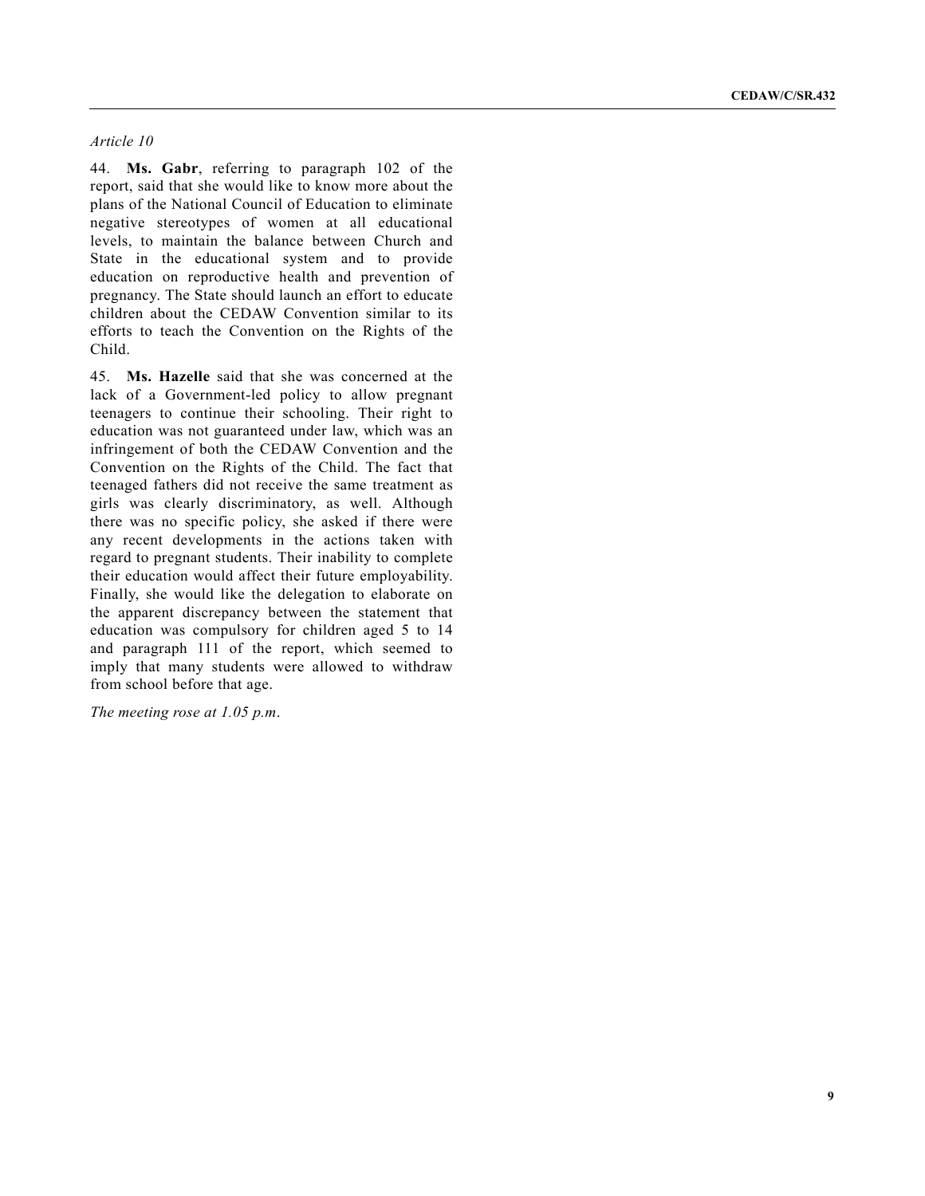*Article 10*

44. **Ms. Gabr**, referring to paragraph 102 of the report, said that she would like to know more about the plans of the National Council of Education to eliminate negative stereotypes of women at all educational levels, to maintain the balance between Church and State in the educational system and to provide education on reproductive health and prevention of pregnancy. The State should launch an effort to educate children about the CEDAW Convention similar to its efforts to teach the Convention on the Rights of the Child.

45. **Ms. Hazelle** said that she was concerned at the lack of a Government-led policy to allow pregnant teenagers to continue their schooling. Their right to education was not guaranteed under law, which was an infringement of both the CEDAW Convention and the Convention on the Rights of the Child. The fact that teenaged fathers did not receive the same treatment as girls was clearly discriminatory, as well. Although there was no specific policy, she asked if there were any recent developments in the actions taken with regard to pregnant students. Their inability to complete their education would affect their future employability. Finally, she would like the delegation to elaborate on the apparent discrepancy between the statement that education was compulsory for children aged 5 to 14 and paragraph 111 of the report, which seemed to imply that many students were allowed to withdraw from school before that age.

*The meeting rose at 1.05 p.m.*